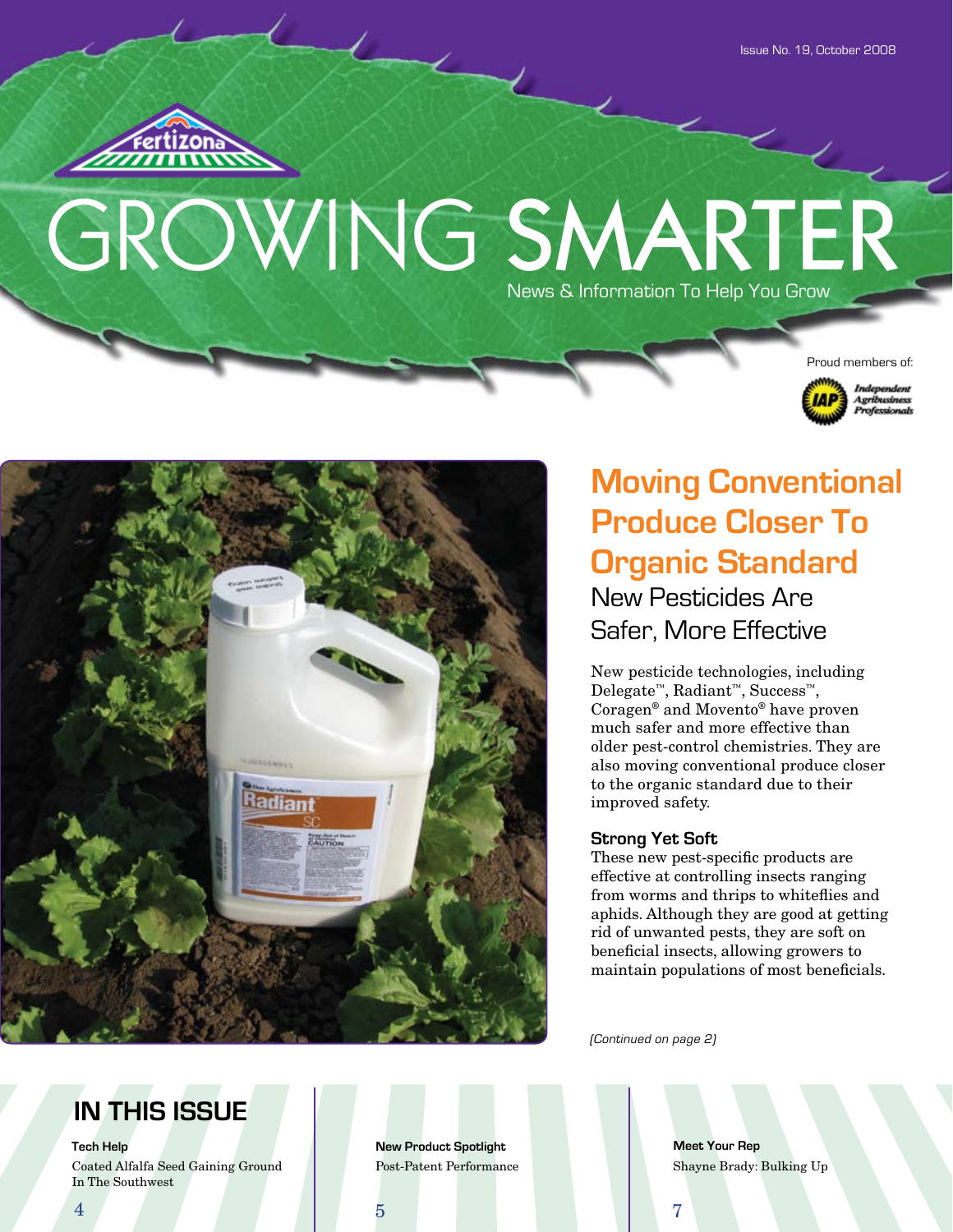Issue No. 19, October 2008

Fertizona

# GROWING SMARTER

News & Information To Help You Grow

Proud members of: Independent Agribusiness Professionals

## Moving Conventional Produce Closer To Organic Standard

### New Pesticides Are Safer, More Effective

New pesticide technologies, including Delegate™, Radiant™, Success™, Coragen® and Movento® have proven much safer and more effective than older pest-control chemistries. They are also moving conventional produce closer to the organic standard due to their improved safety.

**Strong Yet Soft**

These new pest-specific products are effective at controlling insects ranging from worms and thrips to whiteflies and aphids. Although they are good at getting rid of unwanted pests, they are soft on beneficial insects, allowing growers to maintain populations of most beneficials.

*(Continued on page 2)*

## IN THIS ISSUE

**Tech Help**
Coated Alfalfa Seed Gaining Ground In The Southwest
4

**New Product Spotlight**
Post-Patent Performance
5

**Meet Your Rep**
Shayne Brady: Bulking Up
7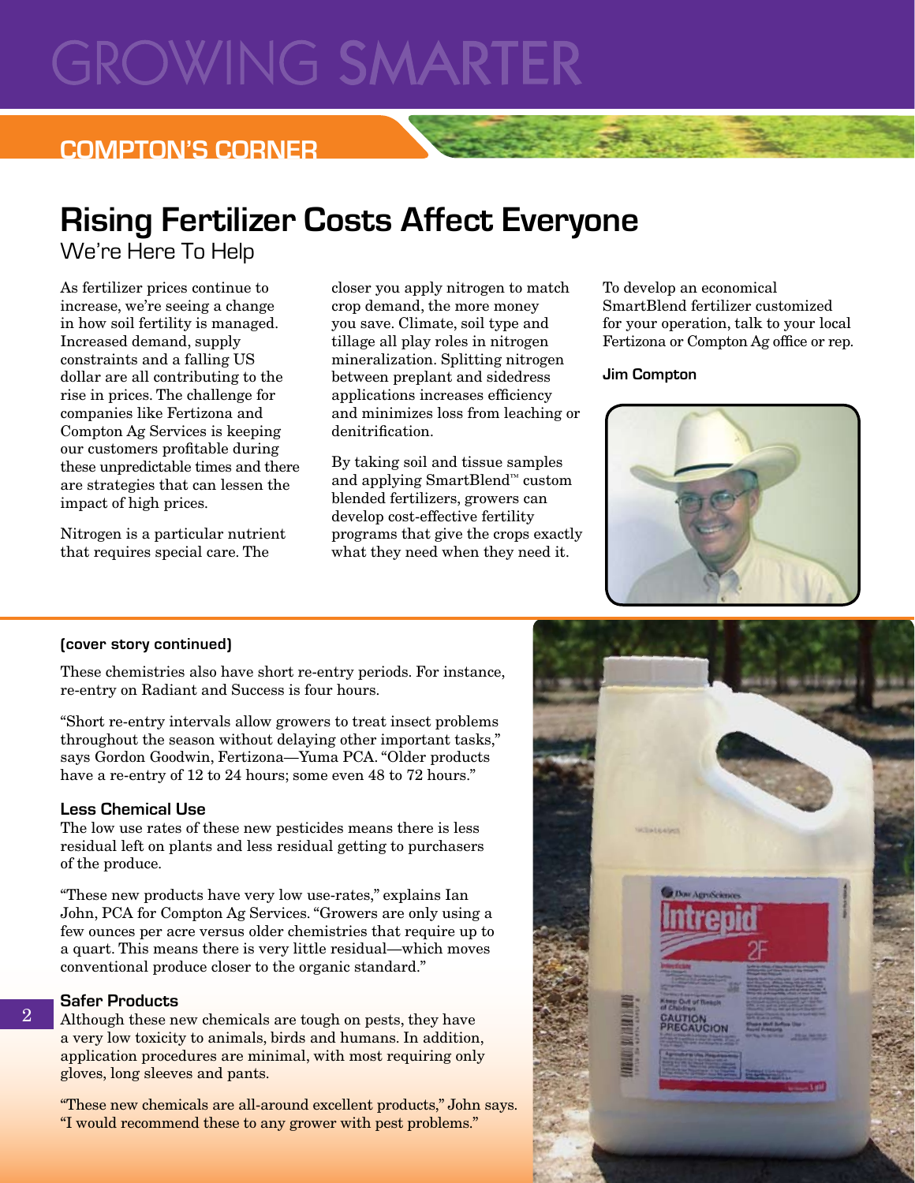# GROWING SMARTER

## COMPTON'S CORNER

# Rising Fertilizer Costs Affect Everyone

We're Here To Help

As fertilizer prices continue to increase, we're seeing a change in how soil fertility is managed. Increased demand, supply constraints and a falling US dollar are all contributing to the rise in prices. The challenge for companies like Fertizona and Compton Ag Services is keeping our customers profitable during these unpredictable times and there are strategies that can lessen the impact of high prices.

Nitrogen is a particular nutrient that requires special care. The closer you apply nitrogen to match crop demand, the more money you save. Climate, soil type and tillage all play roles in nitrogen mineralization. Splitting nitrogen between preplant and sidedress applications increases efficiency and minimizes loss from leaching or denitrification.

By taking soil and tissue samples and applying SmartBlend™ custom blended fertilizers, growers can develop cost-effective fertility programs that give the crops exactly what they need when they need it.

To develop an economical SmartBlend fertilizer customized for your operation, talk to your local Fertizona or Compton Ag office or rep.

**Jim Compton**

---

**(cover story continued)**

These chemistries also have short re-entry periods. For instance, re-entry on Radiant and Success is four hours.

"Short re-entry intervals allow growers to treat insect problems throughout the season without delaying other important tasks," says Gordon Goodwin, Fertizona—Yuma PCA. "Older products have a re-entry of 12 to 24 hours; some even 48 to 72 hours."

### Less Chemical Use

The low use rates of these new pesticides means there is less residual left on plants and less residual getting to purchasers of the produce.

"These new products have very low use-rates," explains Ian John, PCA for Compton Ag Services. "Growers are only using a few ounces per acre versus older chemistries that require up to a quart. This means there is very little residual—which moves conventional produce closer to the organic standard."

### Safer Products

Although these new chemicals are tough on pests, they have a very low toxicity to animals, birds and humans. In addition, application procedures are minimal, with most requiring only gloves, long sleeves and pants.

"These new chemicals are all-around excellent products," John says. "I would recommend these to any grower with pest problems."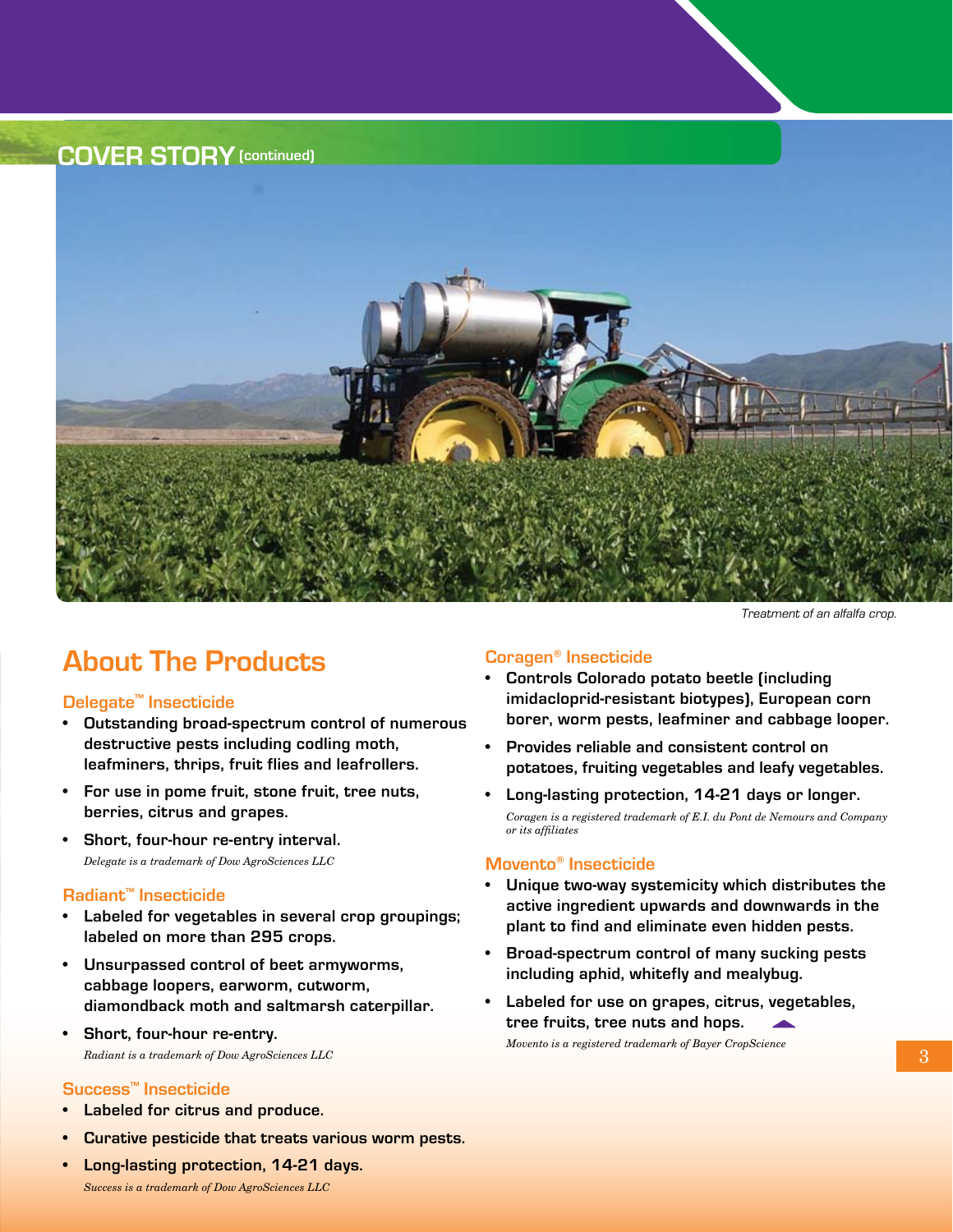## COVER STORY (continued)

Treatment of an alfalfa crop.

# About The Products

### Delegate™ Insecticide

- **Outstanding broad-spectrum control of numerous destructive pests including codling moth, leafminers, thrips, fruit flies and leafrollers.**
- **For use in pome fruit, stone fruit, tree nuts, berries, citrus and grapes.**
- **Short, four-hour re-entry interval.**

*Delegate is a trademark of Dow AgroSciences LLC*

### Radiant™ Insecticide

- **Labeled for vegetables in several crop groupings; labeled on more than 295 crops.**
- **Unsurpassed control of beet armyworms, cabbage loopers, earworm, cutworm, diamondback moth and saltmarsh caterpillar.**
- **Short, four-hour re-entry.**

*Radiant is a trademark of Dow AgroSciences LLC*

### Success™ Insecticide

- **Labeled for citrus and produce.**
- **Curative pesticide that treats various worm pests.**
- **Long-lasting protection, 14-21 days.**

*Success is a trademark of Dow AgroSciences LLC*

### Coragen® Insecticide

- **Controls Colorado potato beetle (including imidacloprid-resistant biotypes), European corn borer, worm pests, leafminer and cabbage looper.**
- **Provides reliable and consistent control on potatoes, fruiting vegetables and leafy vegetables.**
- **Long-lasting protection, 14-21 days or longer.**

*Coragen is a registered trademark of E.I. du Pont de Nemours and Company or its affiliates*

### Movento® Insecticide

- **Unique two-way systemicity which distributes the active ingredient upwards and downwards in the plant to find and eliminate even hidden pests.**
- **Broad-spectrum control of many sucking pests including aphid, whitefly and mealybug.**
- **Labeled for use on grapes, citrus, vegetables, tree fruits, tree nuts and hops.**

*Movento is a registered trademark of Bayer CropScience*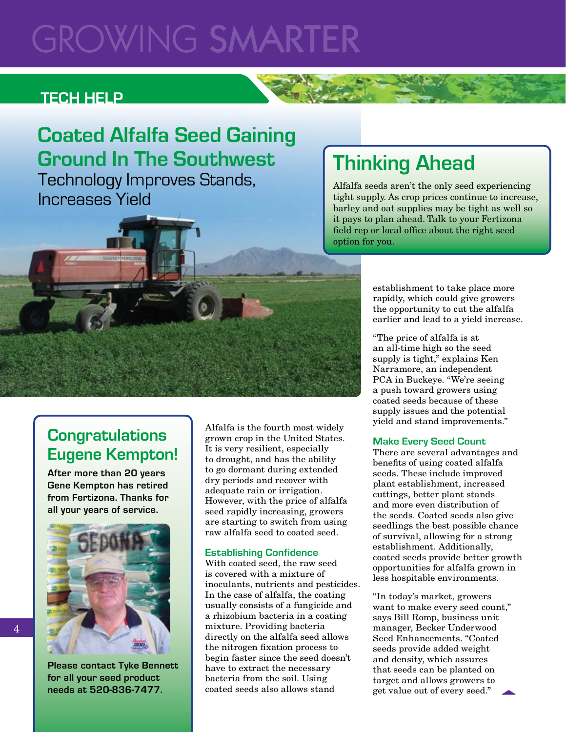# GROWING SMARTER

## TECH HELP

## Coated Alfalfa Seed Gaining Ground In The Southwest

### Technology Improves Stands, Increases Yield

## Thinking Ahead

Alfalfa seeds aren't the only seed experiencing tight supply. As crop prices continue to increase, barley and oat supplies may be tight as well so it pays to plan ahead. Talk to your Fertizona field rep or local office about the right seed option for you.

## Congratulations Eugene Kempton!

**After more than 20 years Gene Kempton has retired from Fertizona. Thanks for all your years of service.**

**Please contact Tyke Bennett for all your seed product needs at 520-836-7477.**

Alfalfa is the fourth most widely grown crop in the United States. It is very resilient, especially to drought, and has the ability to go dormant during extended dry periods and recover with adequate rain or irrigation. However, with the price of alfalfa seed rapidly increasing, growers are starting to switch from using raw alfalfa seed to coated seed.

### Establishing Confidence

With coated seed, the raw seed is covered with a mixture of inoculants, nutrients and pesticides. In the case of alfalfa, the coating usually consists of a fungicide and a rhizobium bacteria in a coating mixture. Providing bacteria directly on the alfalfa seed allows the nitrogen fixation process to begin faster since the seed doesn't have to extract the necessary bacteria from the soil. Using coated seeds also allows stand establishment to take place more rapidly, which could give growers the opportunity to cut the alfalfa earlier and lead to a yield increase.

"The price of alfalfa is at an all-time high so the seed supply is tight," explains Ken Narramore, an independent PCA in Buckeye. "We're seeing a push toward growers using coated seeds because of these supply issues and the potential yield and stand improvements."

### Make Every Seed Count

There are several advantages and benefits of using coated alfalfa seeds. These include improved plant establishment, increased cuttings, better plant stands and more even distribution of the seeds. Coated seeds also give seedlings the best possible chance of survival, allowing for a strong establishment. Additionally, coated seeds provide better growth opportunities for alfalfa grown in less hospitable environments.

"In today's market, growers want to make every seed count," says Bill Romp, business unit manager, Becker Underwood Seed Enhancements. "Coated seeds provide added weight and density, which assures that seeds can be planted on target and allows growers to get value out of every seed."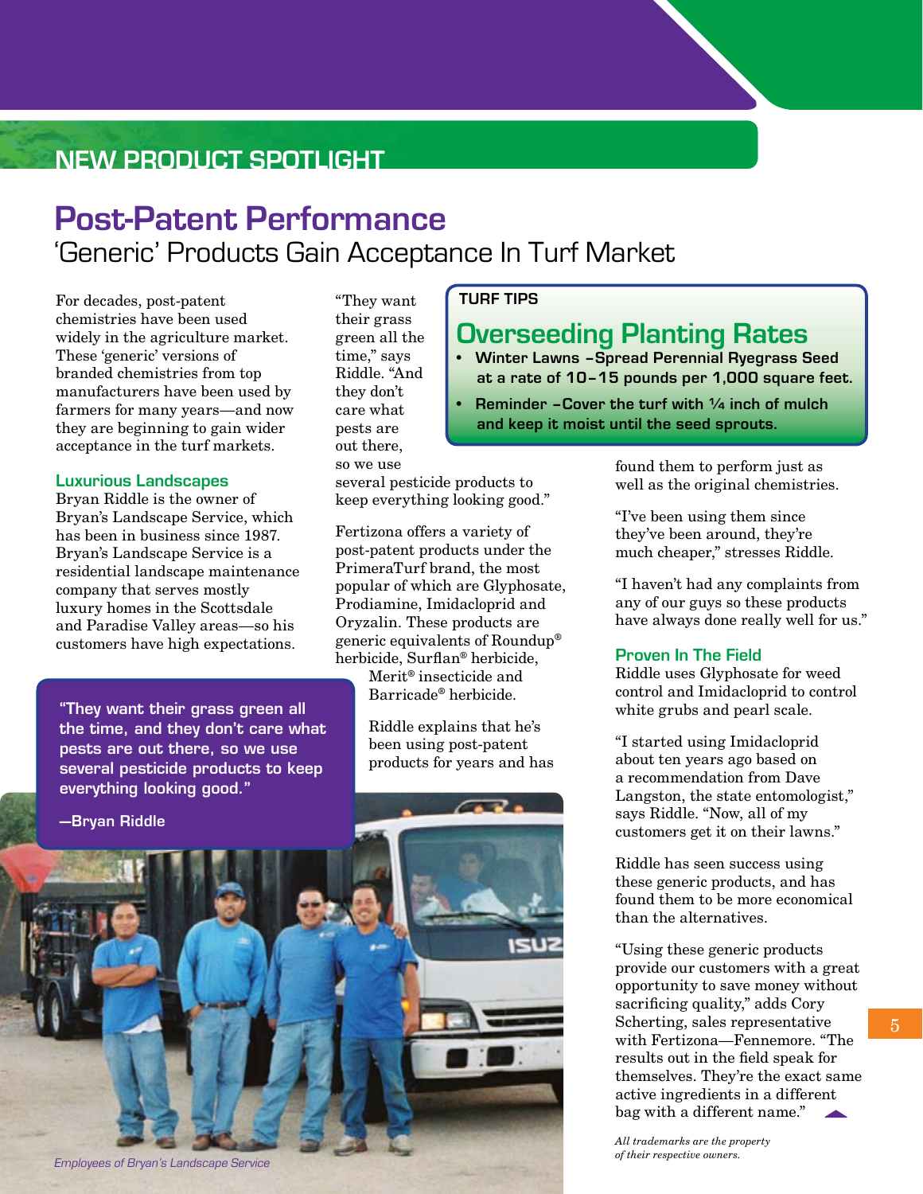## NEW PRODUCT SPOTLIGHT

# Post-Patent Performance

## 'Generic' Products Gain Acceptance In Turf Market

For decades, post-patent chemistries have been used widely in the agriculture market. These 'generic' versions of branded chemistries from top manufacturers have been used by farmers for many years—and now they are beginning to gain wider acceptance in the turf markets.

### Luxurious Landscapes

Bryan Riddle is the owner of Bryan's Landscape Service, which has been in business since 1987. Bryan's Landscape Service is a residential landscape maintenance company that serves mostly luxury homes in the Scottsdale and Paradise Valley areas—so his customers have high expectations.

"They want their grass green all the time," says Riddle. "And they don't care what pests are out there, so we use several pesticide products to keep everything looking good."

> **"They want their grass green all the time, and they don't care what pests are out there, so we use several pesticide products to keep everything looking good."**
>
> **—Bryan Riddle**

Fertizona offers a variety of post-patent products under the PrimeraTurf brand, the most popular of which are Glyphosate, Prodiamine, Imidacloprid and Oryzalin. These products are generic equivalents of Roundup® herbicide, Surflan® herbicide, Merit® insecticide and Barricade® herbicide.

Riddle explains that he's been using post-patent products for years and has found them to perform just as well as the original chemistries.

"I've been using them since they've been around, they're much cheaper," stresses Riddle.

"I haven't had any complaints from any of our guys so these products have always done really well for us."

### Proven In The Field

Riddle uses Glyphosate for weed control and Imidacloprid to control white grubs and pearl scale.

"I started using Imidacloprid about ten years ago based on a recommendation from Dave Langston, the state entomologist," says Riddle. "Now, all of my customers get it on their lawns."

Riddle has seen success using these generic products, and has found them to be more economical than the alternatives.

"Using these generic products provide our customers with a great opportunity to save money without sacrificing quality," adds Cory Scherting, sales representative with Fertizona—Fennemore. "The results out in the field speak for themselves. They're the exact same active ingredients in a different bag with a different name."

*All trademarks are the property of their respective owners.*

*Employees of Bryan's Landscape Service*

---

**TURF TIPS**

### Overseeding Planting Rates

- **Winter Lawns –Spread Perennial Ryegrass Seed at a rate of 10–15 pounds per 1,000 square feet.**
- **Reminder –Cover the turf with ¼ inch of mulch and keep it moist until the seed sprouts.**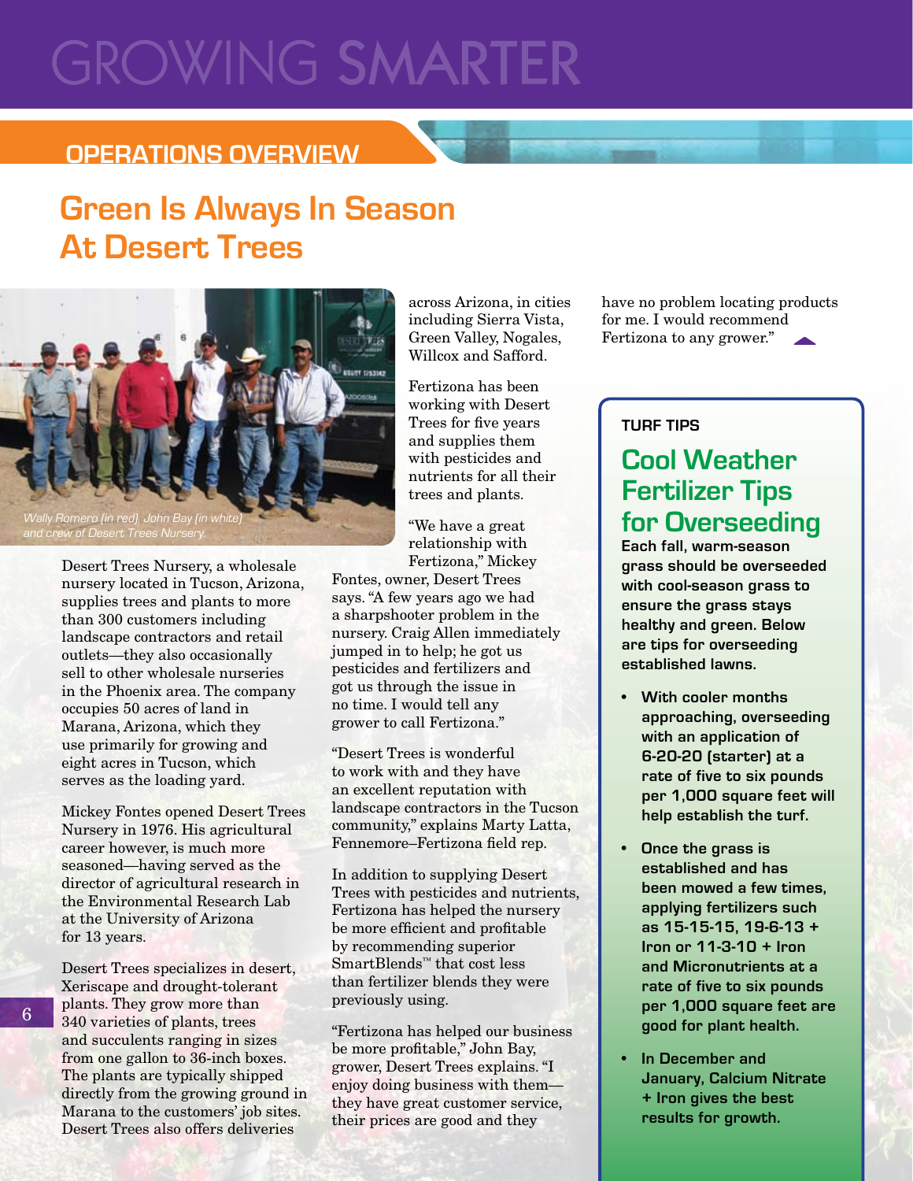# GROWING SMARTER

## OPERATIONS OVERVIEW

# Green Is Always In Season At Desert Trees

*Wally Romero (in red), John Bay (in white) and crew of Desert Trees Nursery.*

Desert Trees Nursery, a wholesale nursery located in Tucson, Arizona, supplies trees and plants to more than 300 customers including landscape contractors and retail outlets—they also occasionally sell to other wholesale nurseries in the Phoenix area. The company occupies 50 acres of land in Marana, Arizona, which they use primarily for growing and eight acres in Tucson, which serves as the loading yard.

Mickey Fontes opened Desert Trees Nursery in 1976. His agricultural career however, is much more seasoned—having served as the director of agricultural research in the Environmental Research Lab at the University of Arizona for 13 years.

Desert Trees specializes in desert, Xeriscape and drought-tolerant plants. They grow more than 340 varieties of plants, trees and succulents ranging in sizes from one gallon to 36-inch boxes. The plants are typically shipped directly from the growing ground in Marana to the customers' job sites. Desert Trees also offers deliveries across Arizona, in cities including Sierra Vista, Green Valley, Nogales, Willcox and Safford.

Fertizona has been working with Desert Trees for five years and supplies them with pesticides and nutrients for all their trees and plants.

"We have a great relationship with Fertizona," Mickey Fontes, owner, Desert Trees says. "A few years ago we had a sharpshooter problem in the nursery. Craig Allen immediately jumped in to help; he got us pesticides and fertilizers and got us through the issue in no time. I would tell any grower to call Fertizona."

"Desert Trees is wonderful to work with and they have an excellent reputation with landscape contractors in the Tucson community," explains Marty Latta, Fennemore–Fertizona field rep.

In addition to supplying Desert Trees with pesticides and nutrients, Fertizona has helped the nursery be more efficient and profitable by recommending superior SmartBlends™ that cost less than fertilizer blends they were previously using.

"Fertizona has helped our business be more profitable," John Bay, grower, Desert Trees explains. "I enjoy doing business with them—they have great customer service, their prices are good and they have no problem locating products for me. I would recommend Fertizona to any grower."

---

**TURF TIPS**

## Cool Weather Fertilizer Tips for Overseeding

**Each fall, warm-season grass should be overseeded with cool-season grass to ensure the grass stays healthy and green. Below are tips for overseeding established lawns.**

- **With cooler months approaching, overseeding with an application of 6-20-20 (starter) at a rate of five to six pounds per 1,000 square feet will help establish the turf.**
- **Once the grass is established and has been mowed a few times, applying fertilizers such as 15-15-15, 19-6-13 + Iron or 11-3-10 + Iron and Micronutrients at a rate of five to six pounds per 1,000 square feet are good for plant health.**
- **In December and January, Calcium Nitrate + Iron gives the best results for growth.**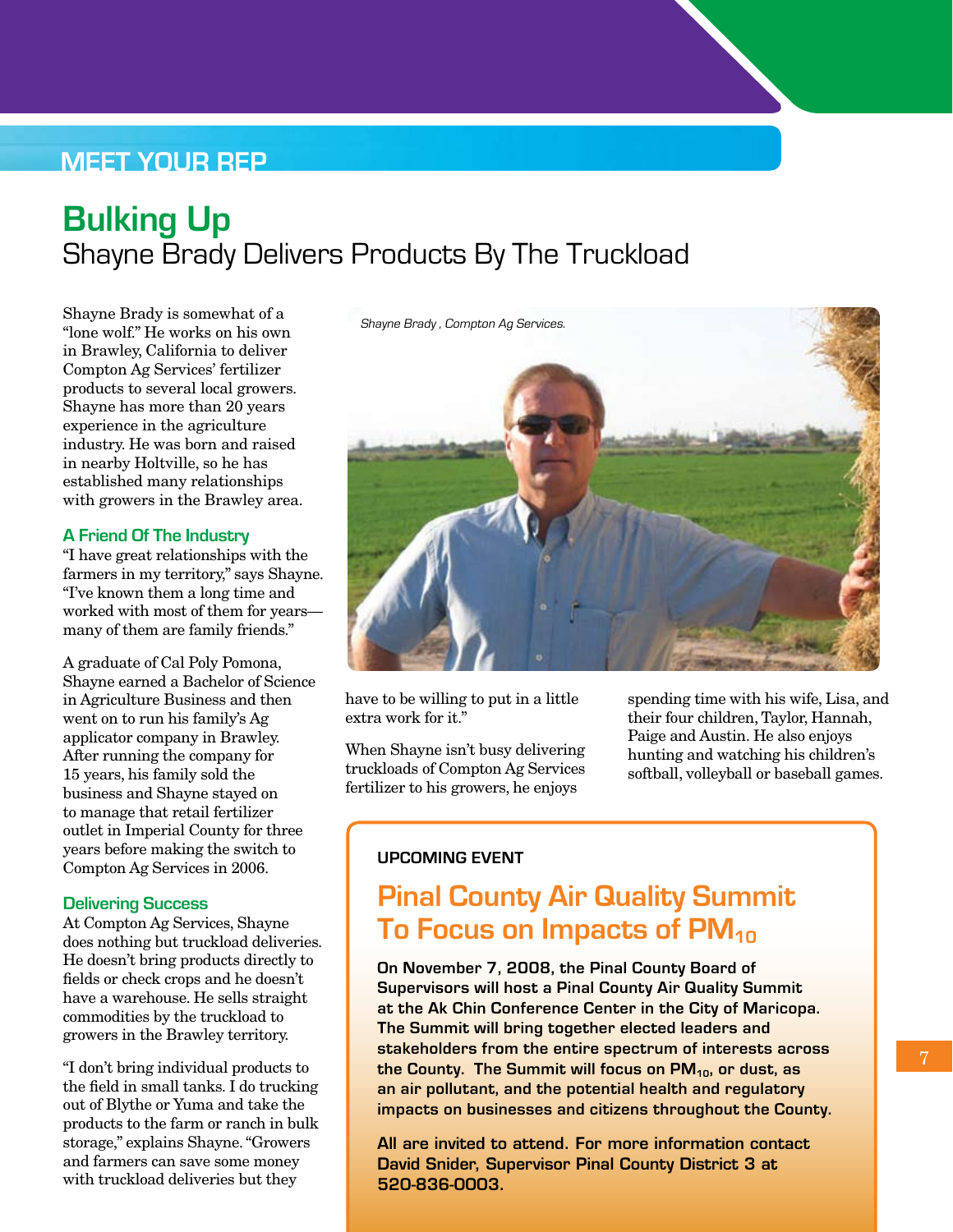MEET YOUR REP

# Bulking Up

## Shayne Brady Delivers Products By The Truckload

Shayne Brady is somewhat of a "lone wolf." He works on his own in Brawley, California to deliver Compton Ag Services' fertilizer products to several local growers. Shayne has more than 20 years experience in the agriculture industry. He was born and raised in nearby Holtville, so he has established many relationships with growers in the Brawley area.

### A Friend Of The Industry

"I have great relationships with the farmers in my territory," says Shayne. "I've known them a long time and worked with most of them for years—many of them are family friends."

A graduate of Cal Poly Pomona, Shayne earned a Bachelor of Science in Agriculture Business and then went on to run his family's Ag applicator company in Brawley. After running the company for 15 years, his family sold the business and Shayne stayed on to manage that retail fertilizer outlet in Imperial County for three years before making the switch to Compton Ag Services in 2006.

### Delivering Success

At Compton Ag Services, Shayne does nothing but truckload deliveries. He doesn't bring products directly to fields or check crops and he doesn't have a warehouse. He sells straight commodities by the truckload to growers in the Brawley territory.

"I don't bring individual products to the field in small tanks. I do trucking out of Blythe or Yuma and take the products to the farm or ranch in bulk storage," explains Shayne. "Growers and farmers can save some money with truckload deliveries but they have to be willing to put in a little extra work for it."

*Shayne Brady , Compton Ag Services.*

When Shayne isn't busy delivering truckloads of Compton Ag Services fertilizer to his growers, he enjoys spending time with his wife, Lisa, and their four children, Taylor, Hannah, Paige and Austin. He also enjoys hunting and watching his children's softball, volleyball or baseball games.

---

**UPCOMING EVENT**

## Pinal County Air Quality Summit To Focus on Impacts of $PM_{10}$

**On November 7, 2008, the Pinal County Board of Supervisors will host a Pinal County Air Quality Summit at the Ak Chin Conference Center in the City of Maricopa. The Summit will bring together elected leaders and stakeholders from the entire spectrum of interests across the County. The Summit will focus on $PM_{10}$, or dust, as an air pollutant, and the potential health and regulatory impacts on businesses and citizens throughout the County.**

**All are invited to attend. For more information contact David Snider, Supervisor Pinal County District 3 at 520-836-0003.**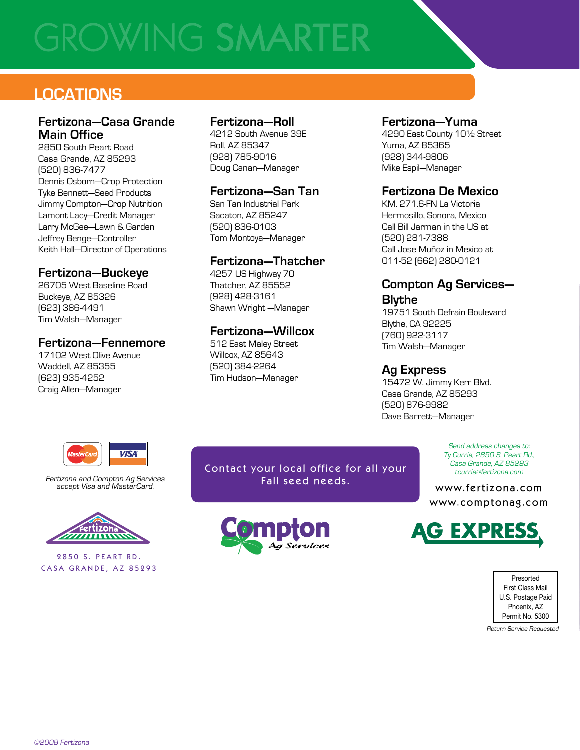# GROWING SMARTER

## LOCATIONS

### Fertizona—Casa Grande Main Office
2850 South Peart Road
Casa Grande, AZ 85293
(520) 836-7477
Dennis Osborn—Crop Protection
Tyke Bennett—Seed Products
Jimmy Compton—Crop Nutrition
Lamont Lacy—Credit Manager
Larry McGee—Lawn & Garden
Jeffrey Benge—Controller
Keith Hall—Director of Operations

### Fertizona—Buckeye
26705 West Baseline Road
Buckeye, AZ 85326
(623) 386-4491
Tim Walsh—Manager

### Fertizona—Fennemore
17102 West Olive Avenue
Waddell, AZ 85355
(623) 935-4252
Craig Allen—Manager

### Fertizona—Roll
4212 South Avenue 39E
Roll, AZ 85347
(928) 785-9016
Doug Canan—Manager

### Fertizona—San Tan
San Tan Industrial Park
Sacaton, AZ 85247
(520) 836-0103
Tom Montoya—Manager

### Fertizona—Thatcher
4257 US Highway 70
Thatcher, AZ 85552
(928) 428-3161
Shawn Wright —Manager

### Fertizona—Willcox
512 East Maley Street
Willcox, AZ 85643
(520) 384-2264
Tim Hudson—Manager

### Fertizona—Yuma
4290 East County 10½ Street
Yuma, AZ 85365
(928) 344-9806
Mike Espil—Manager

### Fertizona De Mexico
KM. 271.6-FN La Victoria
Hermosillo, Sonora, Mexico
Call Bill Jarman in the US at
(520) 281-7388
Call Jose Muñoz in Mexico at
011-52 (662) 280-0121

### Compton Ag Services—Blythe
19751 South Defrain Boulevard
Blythe, CA 92225
(760) 922-3117
Tim Walsh—Manager

### Ag Express
15472 W. Jimmy Kerr Blvd.
Casa Grande, AZ 85293
(520) 876-9982
Dave Barrett—Manager

*Fertizona and Compton Ag Services accept Visa and MasterCard.*

Contact your local office for all your Fall seed needs.

*Send address changes to:*
*Ty Currie, 2850 S. Peart Rd., Casa Grande, AZ 85293*
*tcurrie@fertizona.com*

www.fertizona.com
www.comptonag.com

Fertizona
2850 S. PEART RD.
CASA GRANDE, AZ 85293

Compton Ag Services

AG EXPRESS

Presorted
First Class Mail
U.S. Postage Paid
Phoenix, AZ
Permit No. 5300

*Return Service Requested*

*©2008 Fertizona*